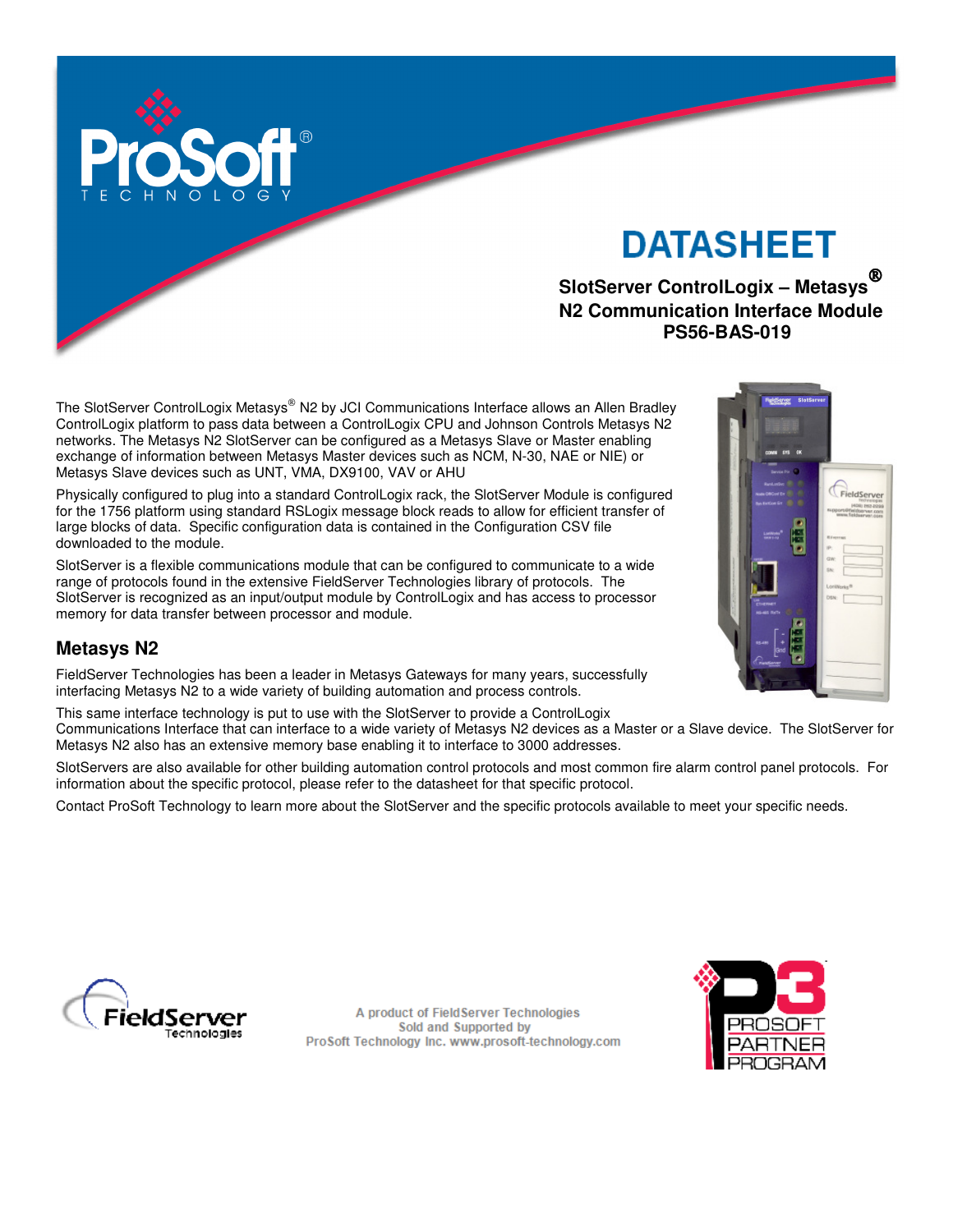# DATASHEET

**SlotServer ControlLogix – Metasys® N2 Communication Interface Module PS56-BAS-019**

The SlotServer ControlLogix Metasys® N2 by JCI Communications Interface allows an Allen Bradley ControlLogix platform to pass data between a ControlLogix CPU and Johnson Controls Metasys N2 networks. The Metasys N2 SlotServer can be configured as a Metasys Slave or Master enabling exchange of information between Metasys Master devices such as NCM, N-30, NAE or NIE) or Metasys Slave devices such as UNT, VMA, DX9100, VAV or AHU

Physically configured to plug into a standard ControlLogix rack, the SlotServer Module is configured for the 1756 platform using standard RSLogix message block reads to allow for efficient transfer of large blocks of data. Specific configuration data is contained in the Configuration CSV file downloaded to the module.

SlotServer is a flexible communications module that can be configured to communicate to a wide range of protocols found in the extensive FieldServer Technologies library of protocols. The SlotServer is recognized as an input/output module by ControlLogix and has access to processor memory for data transfer between processor and module.

## Metasys N2

FieldServer Technologies has been a leader in Metasys Gateways for many years, successfully interfacing Metasys N2 to a wide variety of building automation and process controls.

This same interface technology is put to use with the SlotServer to provide a ControlLogix Communications Interface that can interface to a wide variety of Metasys N2 devices as a Master or a Slave device. The SlotServer for Metasys N2 also has an extensive memory base enabling it to interface to 3000 addresses.

SlotServers are also available for other building automation control protocols and most common fire alarm control panel protocols. For information about the specific protocol, please refer to the datasheet for that specific protocol.

Contact ProSoft Technology to learn more about the SlotServer and the specific protocols available to meet your specific needs.

A product of FieldServer Technologies
Sold and Supported by
ProSoft Technology Inc. www.prosoft-technology.com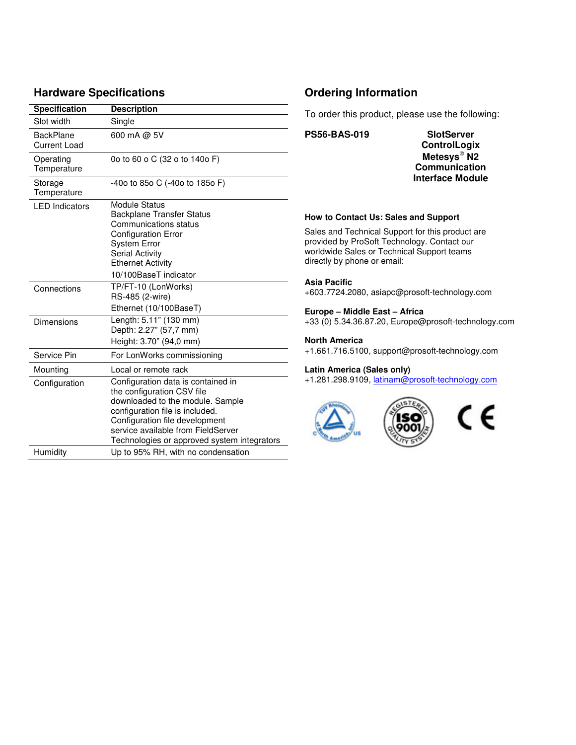## Hardware Specifications

| Specification | Description |
|---|---|
| Slot width | Single |
| BackPlane Current Load | 600 mA @ 5V |
| Operating Temperature | 0o to 60 o C (32 o to 140o F) |
| Storage Temperature | -40o to 85o C (-40o to 185o F) |
| LED Indicators | Module Status<br>Backplane Transfer Status<br>Communications status<br>Configuration Error<br>System Error<br>Serial Activity<br>Ethernet Activity<br>10/100BaseT indicator |
| Connections | TP/FT-10 (LonWorks)<br>RS-485 (2-wire)<br>Ethernet (10/100BaseT) |
| Dimensions | Length: 5.11" (130 mm)<br>Depth: 2.27" (57,7 mm)<br>Height: 3.70" (94,0 mm) |
| Service Pin | For LonWorks commissioning |
| Mounting | Local or remote rack |
| Configuration | Configuration data is contained in the configuration CSV file downloaded to the module. Sample configuration file is included. Configuration file development service available from FieldServer Technologies or approved system integrators |
| Humidity | Up to 95% RH, with no condensation |

## Ordering Information

To order this product, please use the following:

**PS56-BAS-019** **SlotServer ControlLogix Metesys® N2 Communication Interface Module**

### How to Contact Us: Sales and Support

Sales and Technical Support for this product are provided by ProSoft Technology. Contact our worldwide Sales or Technical Support teams directly by phone or email:

**Asia Pacific**
+603.7724.2080, asiapc@prosoft-technology.com

**Europe – Middle East – Africa**
+33 (0) 5.34.36.87.20, Europe@prosoft-technology.com

**North America**
+1.661.716.5100, support@prosoft-technology.com

**Latin America (Sales only)**
+1.281.298.9109, latinam@prosoft-technology.com